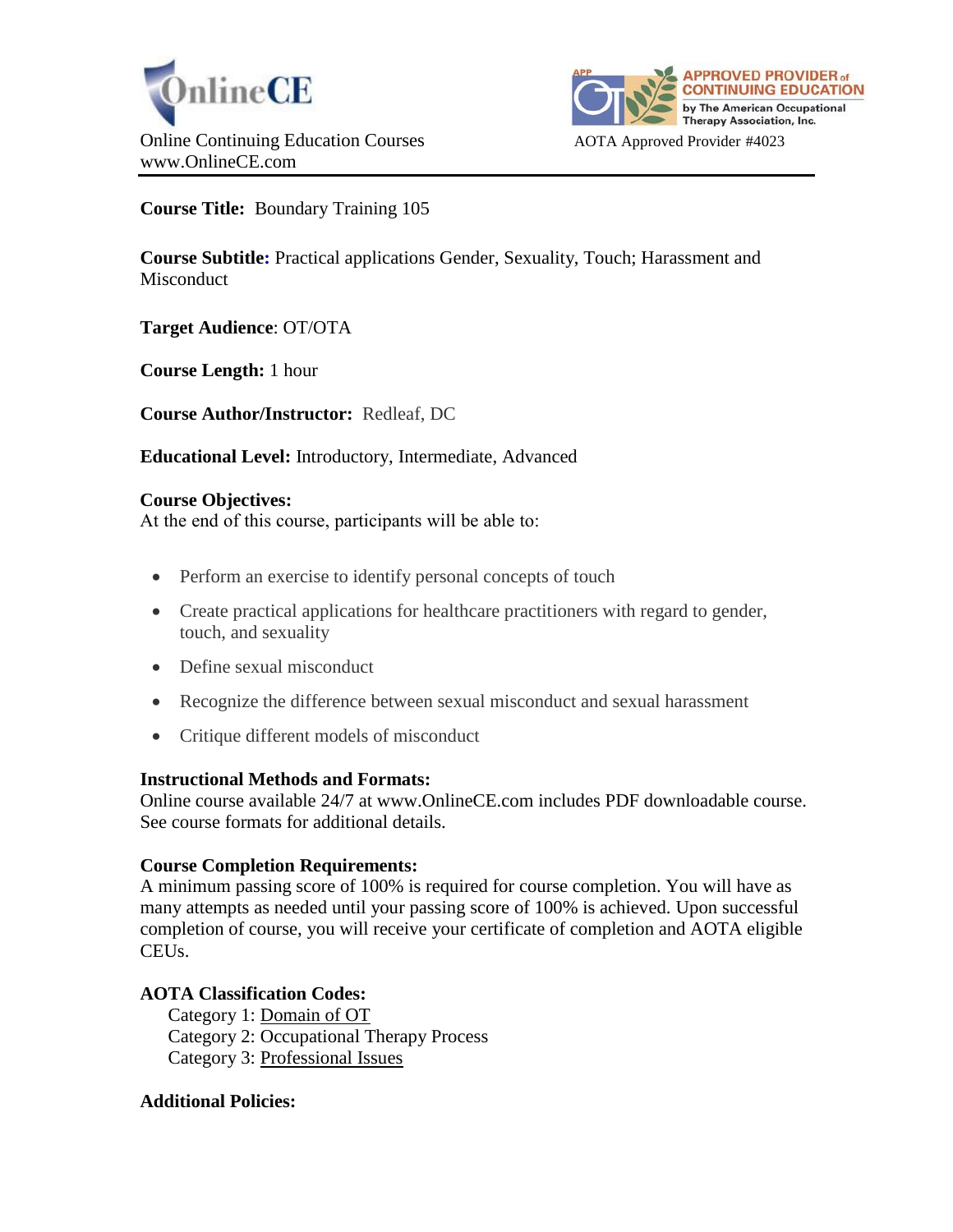OnlineCE

Online Continuing Education Courses
www.OnlineCE.com

APPROVED PROVIDER of CONTINUING EDUCATION by The American Occupational Therapy Association, Inc.

AOTA Approved Provider #4023

**Course Title:** Boundary Training 105

**Course Subtitle:** Practical applications Gender, Sexuality, Touch; Harassment and Misconduct

**Target Audience**: OT/OTA

**Course Length:** 1 hour

**Course Author/Instructor:** Redleaf, DC

**Educational Level:** Introductory, Intermediate, Advanced

**Course Objectives:**
At the end of this course, participants will be able to:

- Perform an exercise to identify personal concepts of touch
- Create practical applications for healthcare practitioners with regard to gender, touch, and sexuality
- Define sexual misconduct
- Recognize the difference between sexual misconduct and sexual harassment
- Critique different models of misconduct

**Instructional Methods and Formats:**
Online course available 24/7 at www.OnlineCE.com includes PDF downloadable course. See course formats for additional details.

**Course Completion Requirements:**
A minimum passing score of 100% is required for course completion. You will have as many attempts as needed until your passing score of 100% is achieved. Upon successful completion of course, you will receive your certificate of completion and AOTA eligible CEUs.

**AOTA Classification Codes:**

Category 1: Domain of OT
Category 2: Occupational Therapy Process
Category 3: Professional Issues

**Additional Policies:**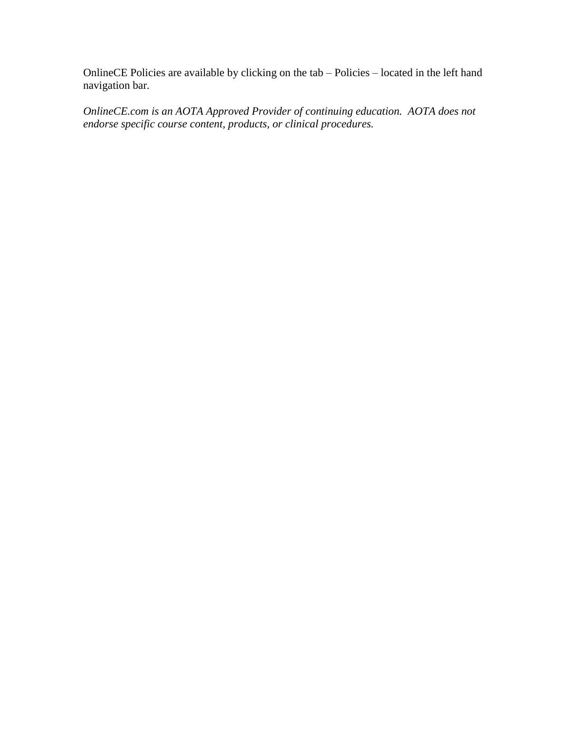OnlineCE Policies are available by clicking on the tab – Policies – located in the left hand navigation bar.

*OnlineCE.com is an AOTA Approved Provider of continuing education. AOTA does not endorse specific course content, products, or clinical procedures.*